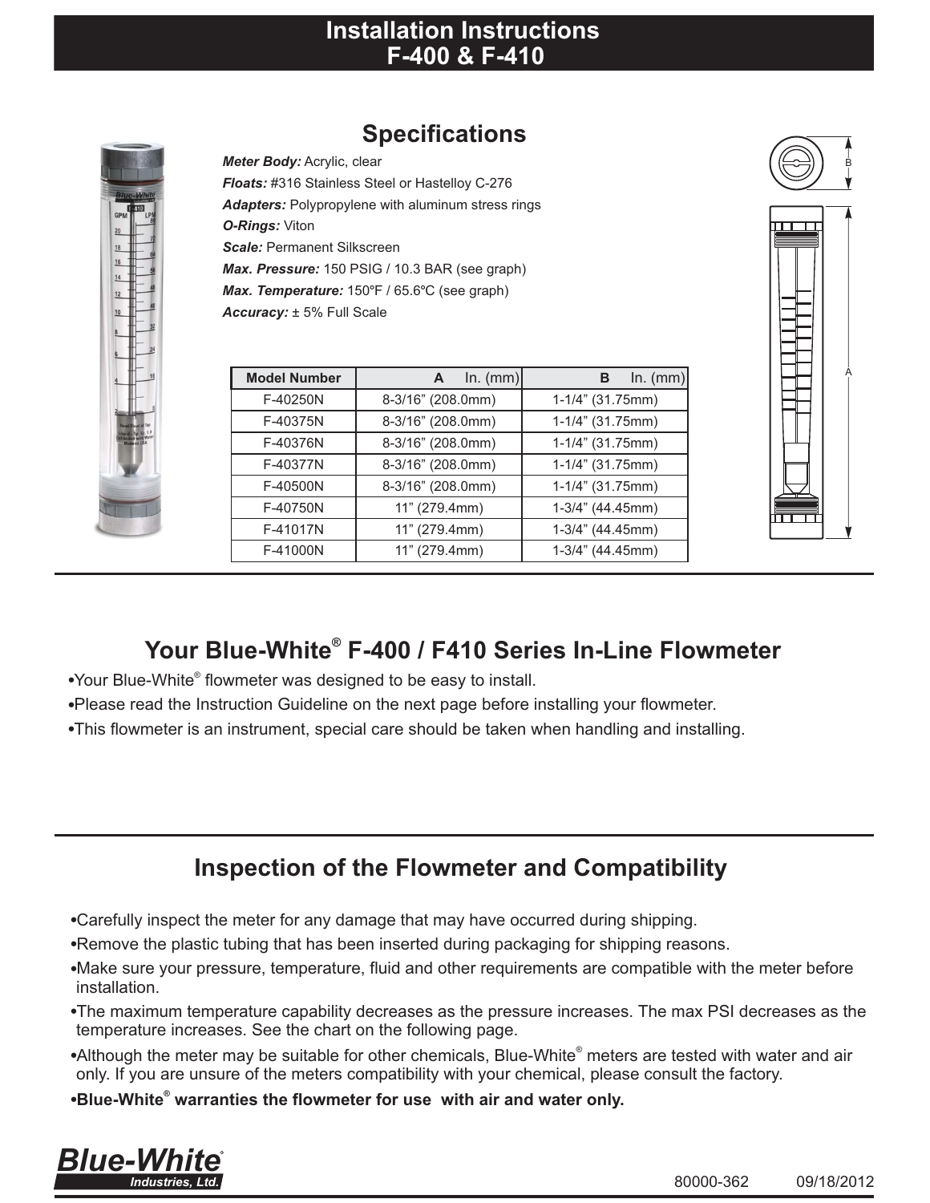# Installation Instructions
# F-400 & F-410

## Specifications

***Meter Body:*** Acrylic, clear
***Floats:*** #316 Stainless Steel or Hastelloy C-276
***Adapters:*** Polypropylene with aluminum stress rings
***O-Rings:*** Viton
***Scale:*** Permanent Silkscreen
***Max. Pressure:*** 150 PSIG / 10.3 BAR (see graph)
***Max. Temperature:*** 150°F / 65.6°C (see graph)
***Accuracy:*** ± 5% Full Scale

| Model Number | A In. (mm) | B In. (mm) |
|---|---|---|
| F-40250N | 8-3/16" (208.0mm) | 1-1/4" (31.75mm) |
| F-40375N | 8-3/16" (208.0mm) | 1-1/4" (31.75mm) |
| F-40376N | 8-3/16" (208.0mm) | 1-1/4" (31.75mm) |
| F-40377N | 8-3/16" (208.0mm) | 1-1/4" (31.75mm) |
| F-40500N | 8-3/16" (208.0mm) | 1-1/4" (31.75mm) |
| F-40750N | 11" (279.4mm) | 1-3/4" (44.45mm) |
| F-41017N | 11" (279.4mm) | 1-3/4" (44.45mm) |
| F-41000N | 11" (279.4mm) | 1-3/4" (44.45mm) |

## Your Blue-White® F-400 / F410 Series In-Line Flowmeter

- Your Blue-White® flowmeter was designed to be easy to install.
- Please read the Instruction Guideline on the next page before installing your flowmeter.
- This flowmeter is an instrument, special care should be taken when handling and installing.

## Inspection of the Flowmeter and Compatibility

- Carefully inspect the meter for any damage that may have occurred during shipping.
- Remove the plastic tubing that has been inserted during packaging for shipping reasons.
- Make sure your pressure, temperature, fluid and other requirements are compatible with the meter before installation.
- The maximum temperature capability decreases as the pressure increases. The max PSI decreases as the temperature increases. See the chart on the following page.
- Although the meter may be suitable for other chemicals, Blue-White® meters are tested with water and air only. If you are unsure of the meters compatibility with your chemical, please consult the factory.
- **Blue-White® warranties the flowmeter for use with air and water only.**

Blue-White Industries, Ltd.

80000-362 09/18/2012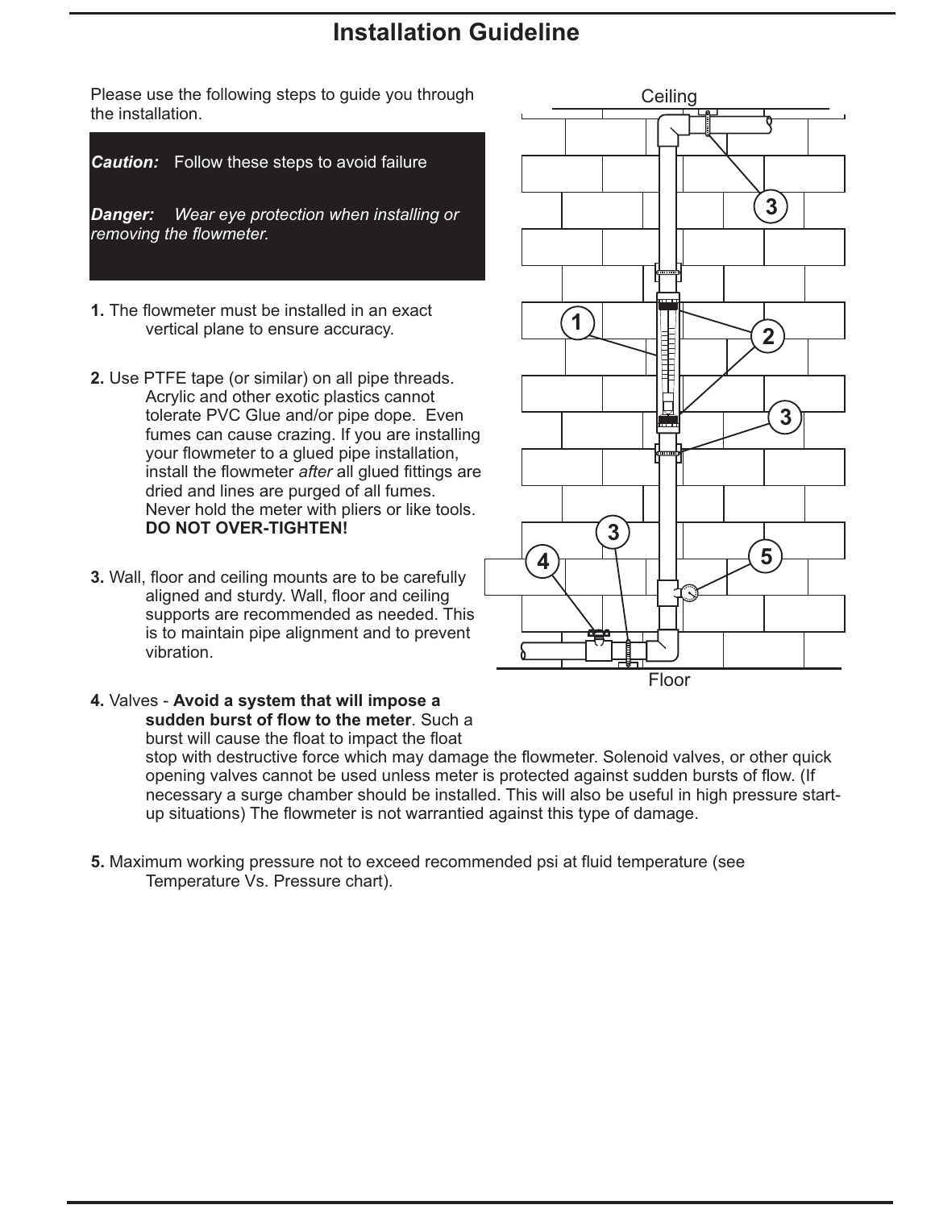# Installation Guideline

Please use the following steps to guide you through the installation.

***Caution:*** Follow these steps to avoid failure

***Danger:*** *Wear eye protection when installing or removing the flowmeter.*

**1.** The flowmeter must be installed in an exact vertical plane to ensure accuracy.

**2.** Use PTFE tape (or similar) on all pipe threads. Acrylic and other exotic plastics cannot tolerate PVC Glue and/or pipe dope. Even fumes can cause crazing. If you are installing your flowmeter to a glued pipe installation, install the flowmeter *after* all glued fittings are dried and lines are purged of all fumes. Never hold the meter with pliers or like tools. **DO NOT OVER-TIGHTEN!**

**3.** Wall, floor and ceiling mounts are to be carefully aligned and sturdy. Wall, floor and ceiling supports are recommended as needed. This is to maintain pipe alignment and to prevent vibration.

**4.** Valves - **Avoid a system that will impose a sudden burst of flow to the meter**. Such a burst will cause the float to impact the float stop with destructive force which may damage the flowmeter. Solenoid valves, or other quick opening valves cannot be used unless meter is protected against sudden bursts of flow. (If necessary a surge chamber should be installed. This will also be useful in high pressure start-up situations) The flowmeter is not warrantied against this type of damage.

**5.** Maximum working pressure not to exceed recommended psi at fluid temperature (see Temperature Vs. Pressure chart).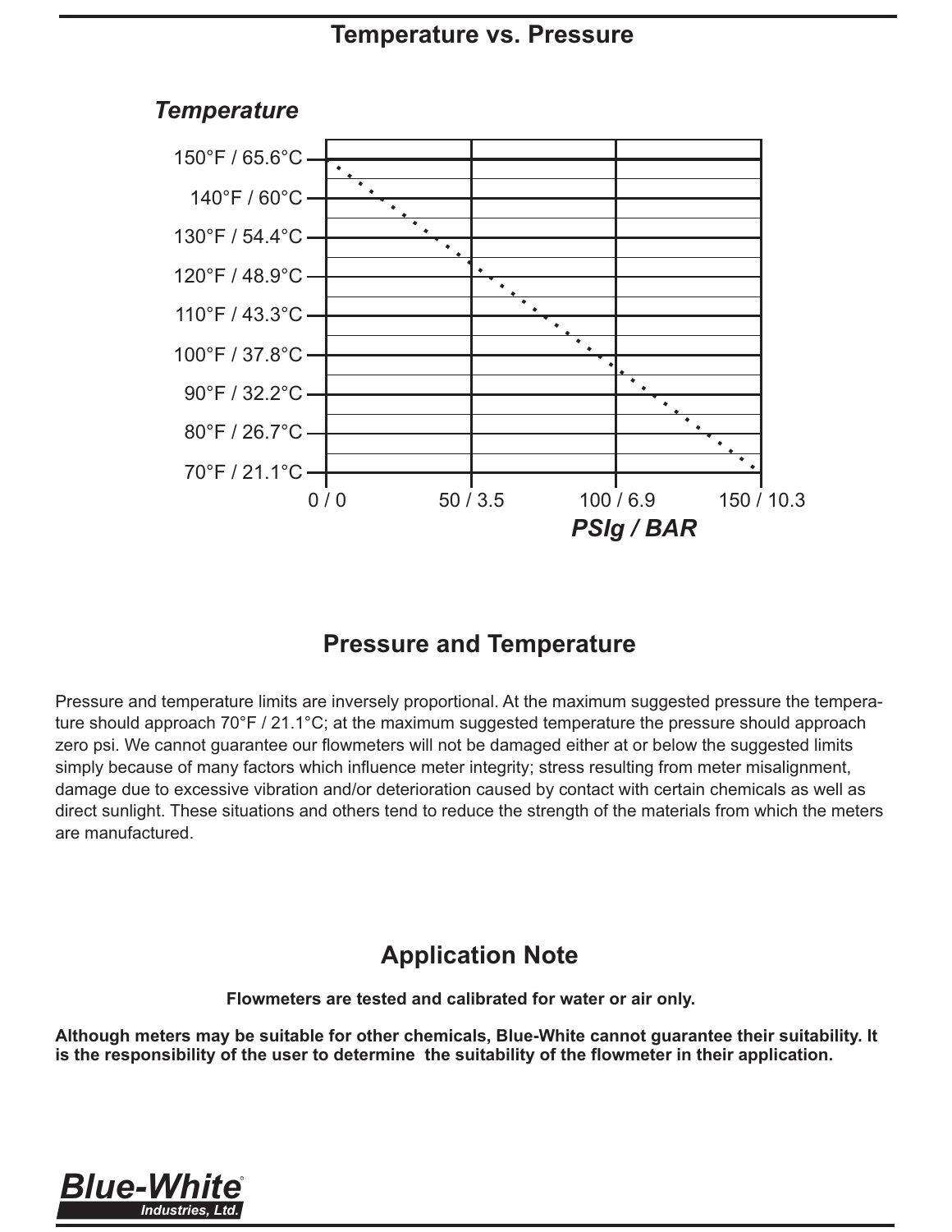## Temperature vs. Pressure

*Temperature*

150°F / 65.6°C
140°F / 60°C
130°F / 54.4°C
120°F / 48.9°C
110°F / 43.3°C
100°F / 37.8°C
90°F / 32.2°C
80°F / 26.7°C
70°F / 21.1°C

0 / 0 50 / 3.5 100 / 6.9 150 / 10.3

***PSIg / BAR***

## Pressure and Temperature

Pressure and temperature limits are inversely proportional. At the maximum suggested pressure the temperature should approach 70°F / 21.1°C; at the maximum suggested temperature the pressure should approach zero psi. We cannot guarantee our flowmeters will not be damaged either at or below the suggested limits simply because of many factors which influence meter integrity; stress resulting from meter misalignment, damage due to excessive vibration and/or deterioration caused by contact with certain chemicals as well as direct sunlight. These situations and others tend to reduce the strength of the materials from which the meters are manufactured.

## Application Note

**Flowmeters are tested and calibrated for water or air only.**

**Although meters may be suitable for other chemicals, Blue-White cannot guarantee their suitability. It is the responsibility of the user to determine the suitability of the flowmeter in their application.**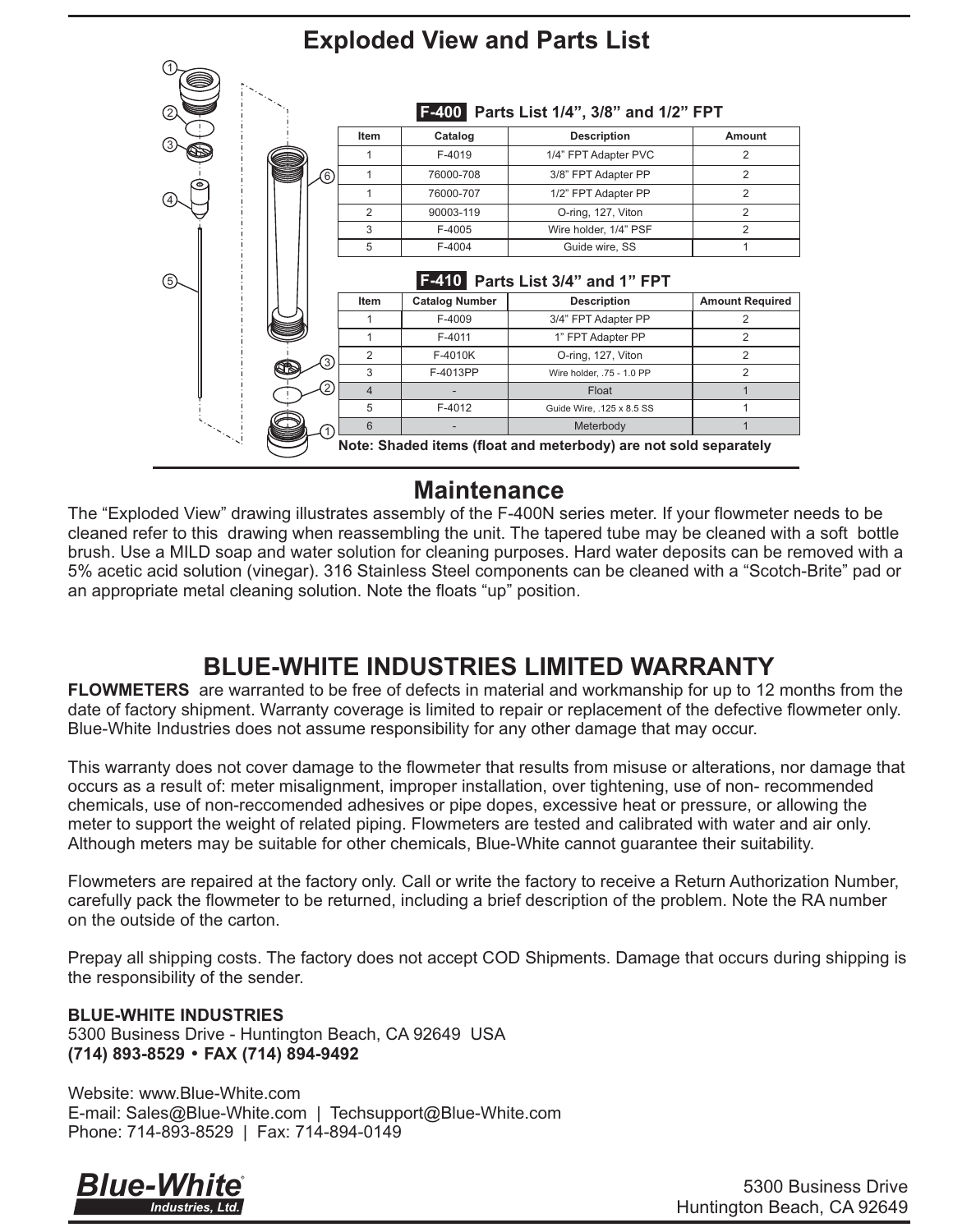# Exploded View and Parts List

1
2
3
4
5
6
3
2
1

**F-400 Parts List 1/4", 3/8" and 1/2" FPT**

| Item | Catalog | Description | Amount |
|---|---|---|---|
| 1 | F-4019 | 1/4" FPT Adapter PVC | 2 |
| 1 | 76000-708 | 3/8" FPT Adapter PP | 2 |
| 1 | 76000-707 | 1/2" FPT Adapter PP | 2 |
| 2 | 90003-119 | O-ring, 127, Viton | 2 |
| 3 | F-4005 | Wire holder, 1/4" PSF | 2 |
| 5 | F-4004 | Guide wire, SS | 1 |

**F-410 Parts List 3/4" and 1" FPT**

| Item | Catalog Number | Description | Amount Required |
|---|---|---|---|
| 1 | F-4009 | 3/4" FPT Adapter PP | 2 |
| 1 | F-4011 | 1" FPT Adapter PP | 2 |
| 2 | F-4010K | O-ring, 127, Viton | 2 |
| 3 | F-4013PP | Wire holder, .75 - 1.0 PP | 2 |
| 4 | - | Float | 1 |
| 5 | F-4012 | Guide Wire, .125 x 8.5 SS | 1 |
| 6 | - | Meterbody | 1 |

**Note: Shaded items (float and meterbody) are not sold separately**

# Maintenance

The "Exploded View" drawing illustrates assembly of the F-400N series meter. If your flowmeter needs to be cleaned refer to this drawing when reassembling the unit. The tapered tube may be cleaned with a soft bottle brush. Use a MILD soap and water solution for cleaning purposes. Hard water deposits can be removed with a 5% acetic acid solution (vinegar). 316 Stainless Steel components can be cleaned with a "Scotch-Brite" pad or an appropriate metal cleaning solution. Note the floats "up" position.

# BLUE-WHITE INDUSTRIES LIMITED WARRANTY

**FLOWMETERS** are warranted to be free of defects in material and workmanship for up to 12 months from the date of factory shipment. Warranty coverage is limited to repair or replacement of the defective flowmeter only. Blue-White Industries does not assume responsibility for any other damage that may occur.

This warranty does not cover damage to the flowmeter that results from misuse or alterations, nor damage that occurs as a result of: meter misalignment, improper installation, over tightening, use of non- recommended chemicals, use of non-reccomended adhesives or pipe dopes, excessive heat or pressure, or allowing the meter to support the weight of related piping. Flowmeters are tested and calibrated with water and air only. Although meters may be suitable for other chemicals, Blue-White cannot guarantee their suitability.

Flowmeters are repaired at the factory only. Call or write the factory to receive a Return Authorization Number, carefully pack the flowmeter to be returned, including a brief description of the problem. Note the RA number on the outside of the carton.

Prepay all shipping costs. The factory does not accept COD Shipments. Damage that occurs during shipping is the responsibility of the sender.

**BLUE-WHITE INDUSTRIES**
5300 Business Drive - Huntington Beach, CA 92649 USA
**(714) 893-8529 • FAX (714) 894-9492**

Website: www.Blue-White.com
E-mail: Sales@Blue-White.com | Techsupport@Blue-White.com
Phone: 714-893-8529 | Fax: 714-894-0149

Blue-White Industries, Ltd.

5300 Business Drive
Huntington Beach, CA 92649